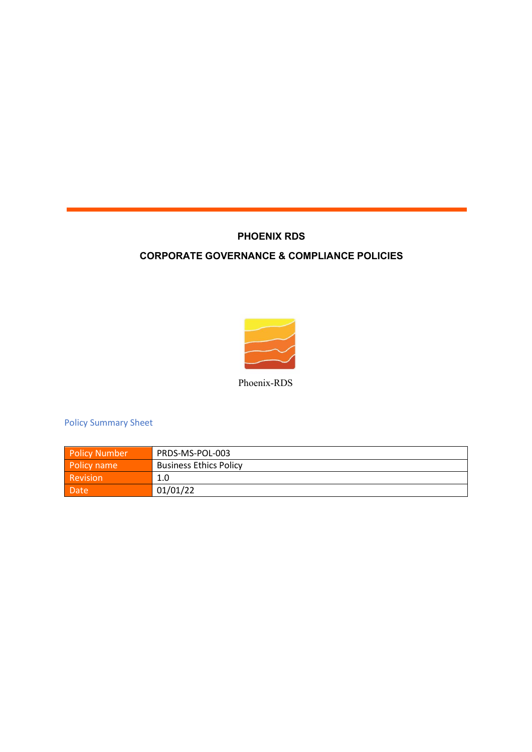# PHOENIX RDS

## CORPORATE GOVERNANCE & COMPLIANCE POLICIES

Phoenix-RDS

### Policy Summary Sheet

| Policy Number | PRDS-MS-POL-003 |
|---|---|
| Policy name | Business Ethics Policy |
| Revision | 1.0 |
| Date | 01/01/22 |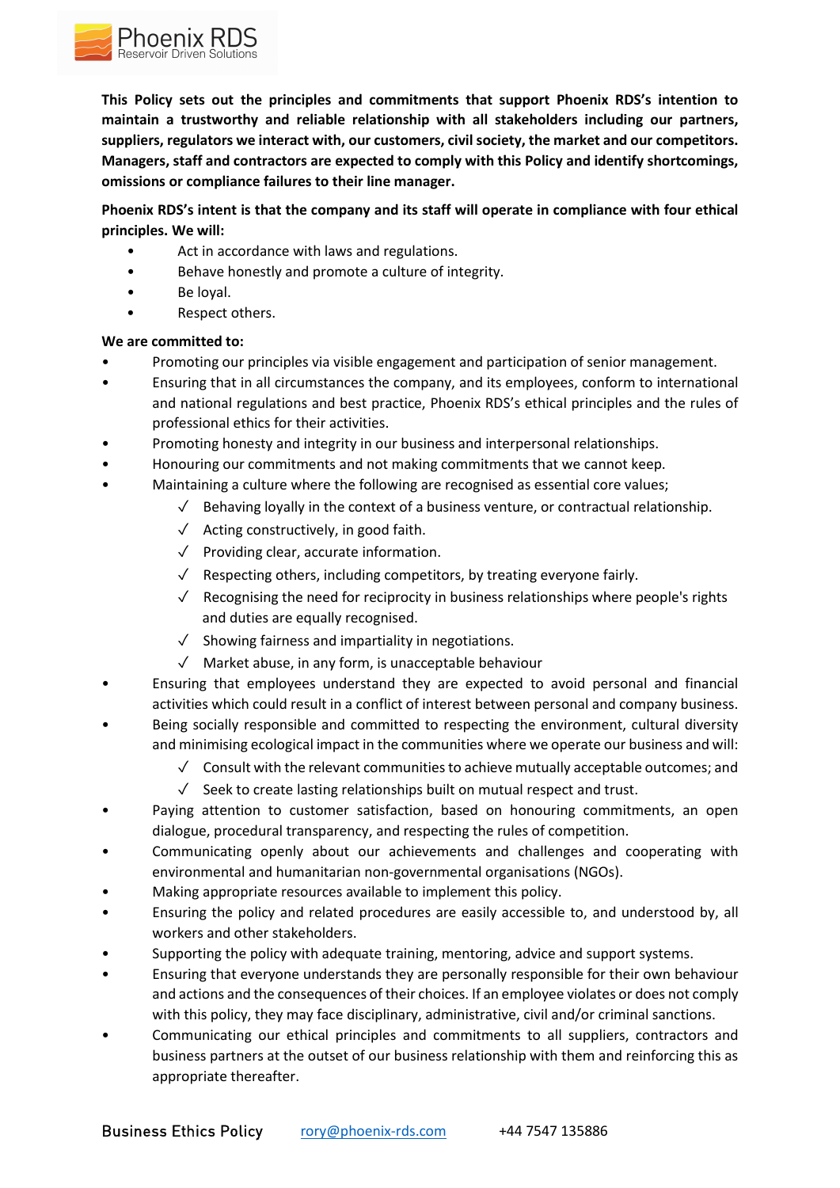**This Policy sets out the principles and commitments that support Phoenix RDS's intention to maintain a trustworthy and reliable relationship with all stakeholders including our partners, suppliers, regulators we interact with, our customers, civil society, the market and our competitors. Managers, staff and contractors are expected to comply with this Policy and identify shortcomings, omissions or compliance failures to their line manager.**

**Phoenix RDS's intent is that the company and its staff will operate in compliance with four ethical principles. We will:**

- Act in accordance with laws and regulations.
- Behave honestly and promote a culture of integrity.
- Be loyal.
- Respect others.

**We are committed to:**

- Promoting our principles via visible engagement and participation of senior management.
- Ensuring that in all circumstances the company, and its employees, conform to international and national regulations and best practice, Phoenix RDS's ethical principles and the rules of professional ethics for their activities.
- Promoting honesty and integrity in our business and interpersonal relationships.
- Honouring our commitments and not making commitments that we cannot keep.
- Maintaining a culture where the following are recognised as essential core values;
  - ✓ Behaving loyally in the context of a business venture, or contractual relationship.
  - ✓ Acting constructively, in good faith.
  - ✓ Providing clear, accurate information.
  - ✓ Respecting others, including competitors, by treating everyone fairly.
  - ✓ Recognising the need for reciprocity in business relationships where people's rights and duties are equally recognised.
  - ✓ Showing fairness and impartiality in negotiations.
  - ✓ Market abuse, in any form, is unacceptable behaviour
- Ensuring that employees understand they are expected to avoid personal and financial activities which could result in a conflict of interest between personal and company business.
- Being socially responsible and committed to respecting the environment, cultural diversity and minimising ecological impact in the communities where we operate our business and will:
  - ✓ Consult with the relevant communities to achieve mutually acceptable outcomes; and
  - ✓ Seek to create lasting relationships built on mutual respect and trust.
- Paying attention to customer satisfaction, based on honouring commitments, an open dialogue, procedural transparency, and respecting the rules of competition.
- Communicating openly about our achievements and challenges and cooperating with environmental and humanitarian non-governmental organisations (NGOs).
- Making appropriate resources available to implement this policy.
- Ensuring the policy and related procedures are easily accessible to, and understood by, all workers and other stakeholders.
- Supporting the policy with adequate training, mentoring, advice and support systems.
- Ensuring that everyone understands they are personally responsible for their own behaviour and actions and the consequences of their choices. If an employee violates or does not comply with this policy, they may face disciplinary, administrative, civil and/or criminal sanctions.
- Communicating our ethical principles and commitments to all suppliers, contractors and business partners at the outset of our business relationship with them and reinforcing this as appropriate thereafter.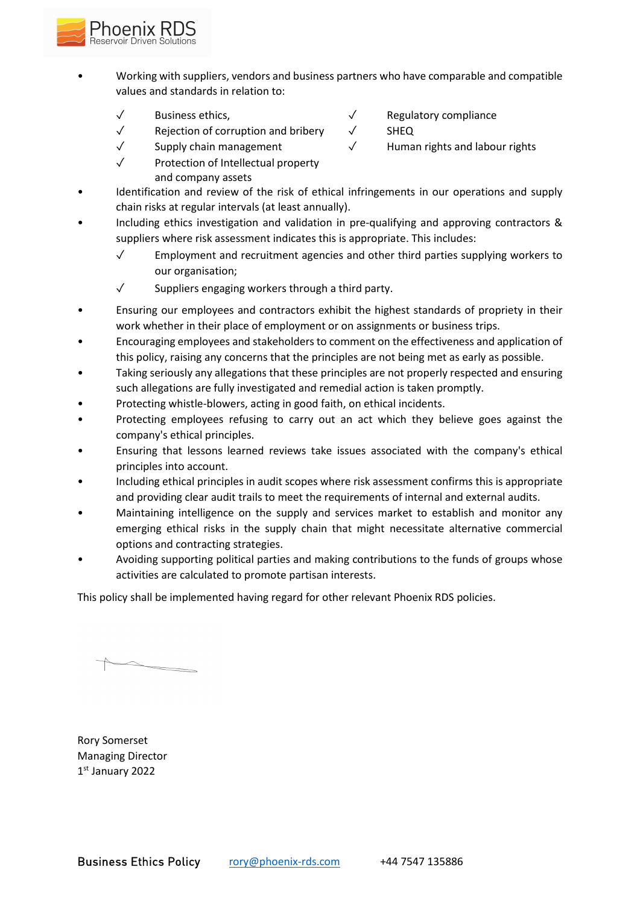- Working with suppliers, vendors and business partners who have comparable and compatible values and standards in relation to:
  - ✓ Business ethics,
  - ✓ Rejection of corruption and bribery
  - ✓ Supply chain management
  - ✓ Protection of Intellectual property and company assets
  - ✓ Regulatory compliance
  - ✓ SHEQ
  - ✓ Human rights and labour rights
- Identification and review of the risk of ethical infringements in our operations and supply chain risks at regular intervals (at least annually).
- Including ethics investigation and validation in pre-qualifying and approving contractors & suppliers where risk assessment indicates this is appropriate. This includes:
  - ✓ Employment and recruitment agencies and other third parties supplying workers to our organisation;
  - ✓ Suppliers engaging workers through a third party.
- Ensuring our employees and contractors exhibit the highest standards of propriety in their work whether in their place of employment or on assignments or business trips.
- Encouraging employees and stakeholders to comment on the effectiveness and application of this policy, raising any concerns that the principles are not being met as early as possible.
- Taking seriously any allegations that these principles are not properly respected and ensuring such allegations are fully investigated and remedial action is taken promptly.
- Protecting whistle-blowers, acting in good faith, on ethical incidents.
- Protecting employees refusing to carry out an act which they believe goes against the company's ethical principles.
- Ensuring that lessons learned reviews take issues associated with the company's ethical principles into account.
- Including ethical principles in audit scopes where risk assessment confirms this is appropriate and providing clear audit trails to meet the requirements of internal and external audits.
- Maintaining intelligence on the supply and services market to establish and monitor any emerging ethical risks in the supply chain that might necessitate alternative commercial options and contracting strategies.
- Avoiding supporting political parties and making contributions to the funds of groups whose activities are calculated to promote partisan interests.

This policy shall be implemented having regard for other relevant Phoenix RDS policies.

Rory Somerset
Managing Director
1st January 2022